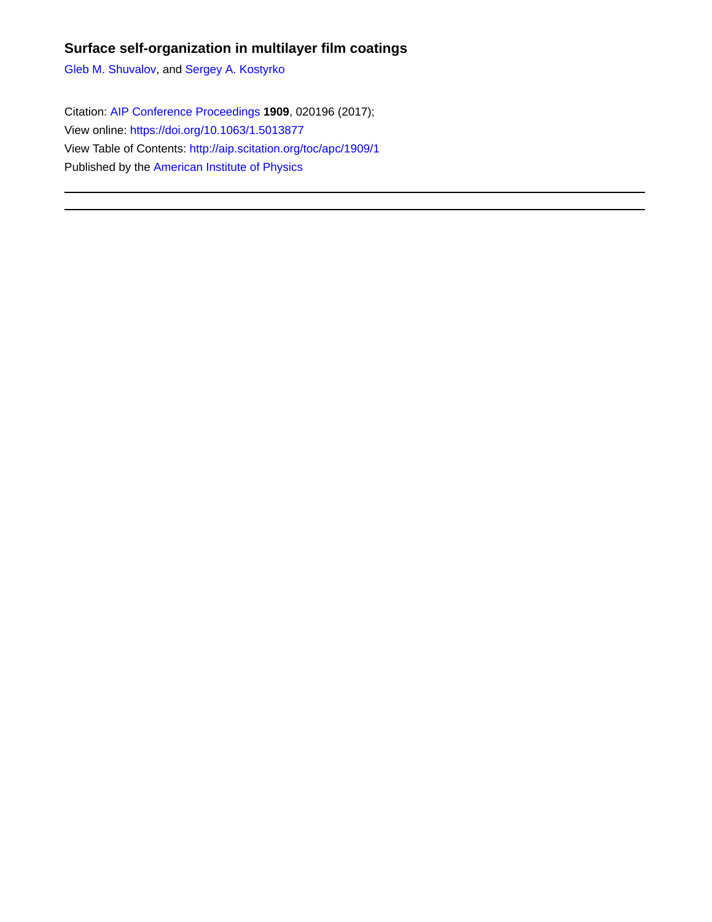# Surface self-organization in multilayer film coatings

Gleb M. Shuvalov, and Sergey A. Kostyrko

Citation: AIP Conference Proceedings **1909**, 020196 (2017);

View online: https://doi.org/10.1063/1.5013877

View Table of Contents: http://aip.scitation.org/toc/apc/1909/1

Published by the American Institute of Physics

---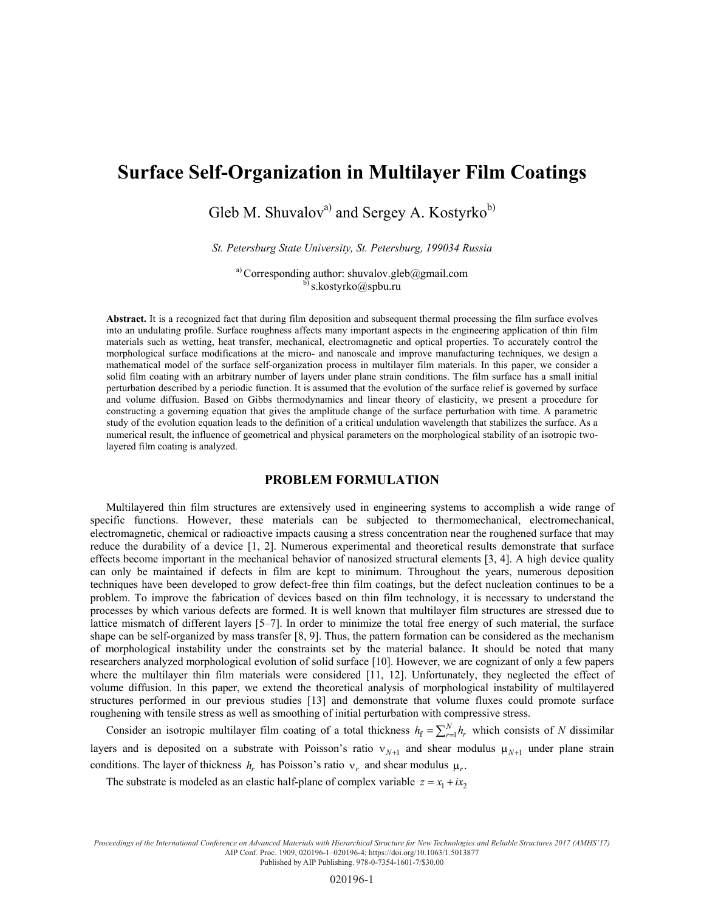# Surface Self-Organization in Multilayer Film Coatings

Gleb M. Shuvalov[a)] and Sergey A. Kostyrko[b)]

*St. Petersburg State University, St. Petersburg, 199034 Russia*

[a)] Corresponding author: shuvalov.gleb@gmail.com
[b)] s.kostyrko@spbu.ru

**Abstract.** It is a recognized fact that during film deposition and subsequent thermal processing the film surface evolves into an undulating profile. Surface roughness affects many important aspects in the engineering application of thin film materials such as wetting, heat transfer, mechanical, electromagnetic and optical properties. To accurately control the morphological surface modifications at the micro- and nanoscale and improve manufacturing techniques, we design a mathematical model of the surface self-organization process in multilayer film materials. In this paper, we consider a solid film coating with an arbitrary number of layers under plane strain conditions. The film surface has a small initial perturbation described by a periodic function. It is assumed that the evolution of the surface relief is governed by surface and volume diffusion. Based on Gibbs thermodynamics and linear theory of elasticity, we present a procedure for constructing a governing equation that gives the amplitude change of the surface perturbation with time. A parametric study of the evolution equation leads to the definition of a critical undulation wavelength that stabilizes the surface. As a numerical result, the influence of geometrical and physical parameters on the morphological stability of an isotropic two-layered film coating is analyzed.

## PROBLEM FORMULATION

Multilayered thin film structures are extensively used in engineering systems to accomplish a wide range of specific functions. However, these materials can be subjected to thermomechanical, electromechanical, electromagnetic, chemical or radioactive impacts causing a stress concentration near the roughened surface that may reduce the durability of a device [1, 2]. Numerous experimental and theoretical results demonstrate that surface effects become important in the mechanical behavior of nanosized structural elements [3, 4]. A high device quality can only be maintained if defects in film are kept to minimum. Throughout the years, numerous deposition techniques have been developed to grow defect-free thin film coatings, but the defect nucleation continues to be a problem. To improve the fabrication of devices based on thin film technology, it is necessary to understand the processes by which various defects are formed. It is well known that multilayer film structures are stressed due to lattice mismatch of different layers [5–7]. In order to minimize the total free energy of such material, the surface shape can be self-organized by mass transfer [8, 9]. Thus, the pattern formation can be considered as the mechanism of morphological instability under the constraints set by the material balance. It should be noted that many researchers analyzed morphological evolution of solid surface [10]. However, we are cognizant of only a few papers where the multilayer thin film materials were considered [11, 12]. Unfortunately, they neglected the effect of volume diffusion. In this paper, we extend the theoretical analysis of morphological instability of multilayered structures performed in our previous studies [13] and demonstrate that volume fluxes could promote surface roughening with tensile stress as well as smoothing of initial perturbation with compressive stress.

Consider an isotropic multilayer film coating of a total thickness $h_f = \sum_{r=1}^{N} h_r$ which consists of $N$ dissimilar layers and is deposited on a substrate with Poisson's ratio $\nu_{N+1}$ and shear modulus $\mu_{N+1}$ under plane strain conditions. The layer of thickness $h_r$ has Poisson's ratio $\nu_r$ and shear modulus $\mu_r$.

The substrate is modeled as an elastic half-plane of complex variable $z = x_1 + ix_2$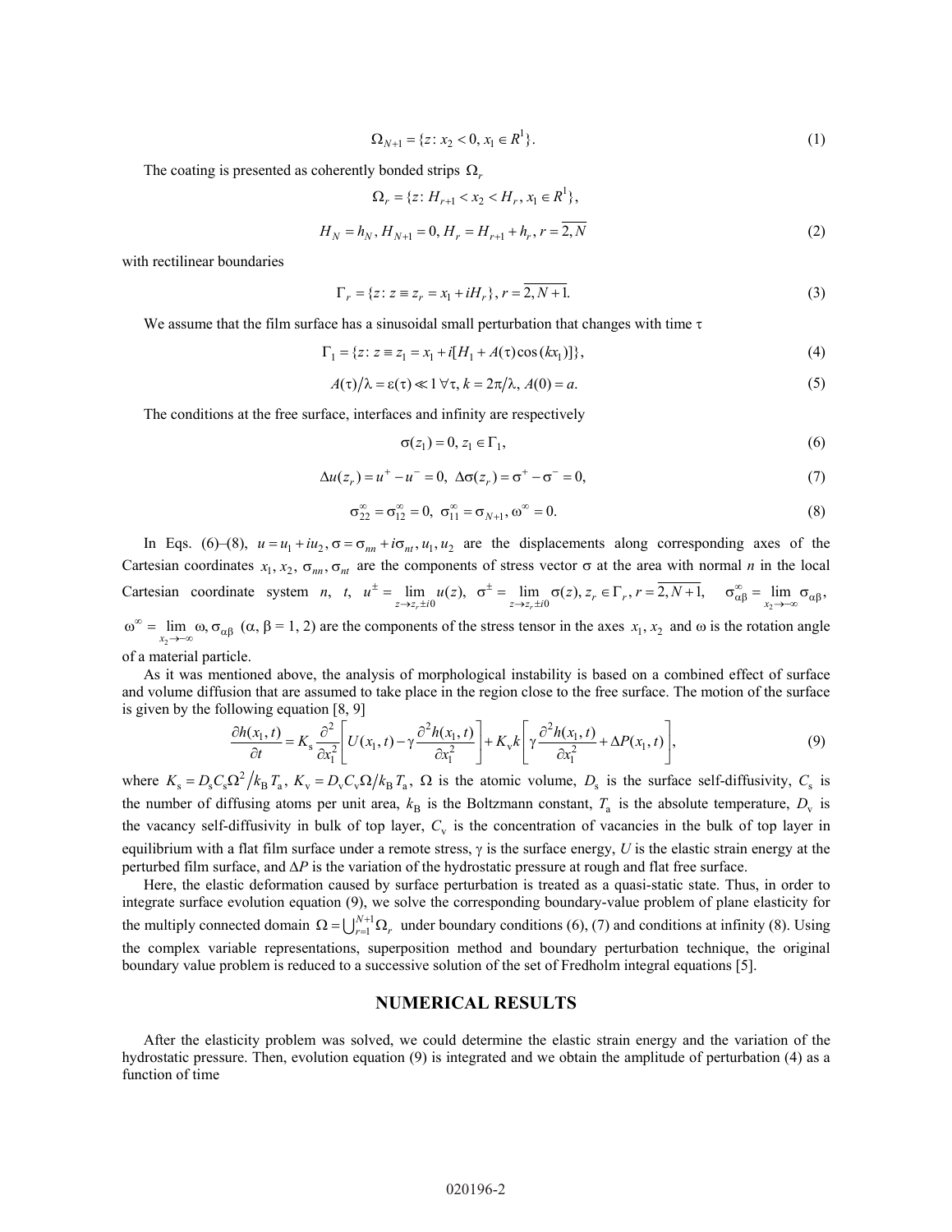$$\Omega_{N+1} = \{z: x_2 < 0, x_1 \in R^1\}. \tag{1}$$

The coating is presented as coherently bonded strips $\Omega_r$

$$\Omega_r = \{z: H_{r+1} < x_2 < H_r, x_1 \in R^1\},$$

$$H_N = h_N, H_{N+1} = 0, H_r = H_{r+1} + h_r, r = \overline{2, N} \tag{2}$$

with rectilinear boundaries

$$\Gamma_r = \{z: z \equiv z_r = x_1 + iH_r\}, r = \overline{2, N+1}. \tag{3}$$

We assume that the film surface has a sinusoidal small perturbation that changes with time $\tau$

$$\Gamma_1 = \{z: z \equiv z_1 = x_1 + i[H_1 + A(\tau)\cos(kx_1)]\}, \tag{4}$$

$$A(\tau)/\lambda = \varepsilon(\tau) \ll 1 \; \forall \tau, k = 2\pi/\lambda, A(0) = a. \tag{5}$$

The conditions at the free surface, interfaces and infinity are respectively

$$\sigma(z_1) = 0, z_1 \in \Gamma_1, \tag{6}$$

$$\Delta u(z_r) = u^+ - u^- = 0, \;\; \Delta\sigma(z_r) = \sigma^+ - \sigma^- = 0, \tag{7}$$

$$\sigma_{22}^\infty = \sigma_{12}^\infty = 0, \;\; \sigma_{11}^\infty = \sigma_{N+1}, \omega^\infty = 0. \tag{8}$$

In Eqs. (6)–(8), $u = u_1 + iu_2, \sigma = \sigma_{nn} + i\sigma_{nt}, u_1, u_2$ are the displacements along corresponding axes of the Cartesian coordinates $x_1, x_2$, $\sigma_{nn}, \sigma_{nt}$ are the components of stress vector $\sigma$ at the area with normal $n$ in the local Cartesian coordinate system $n$, $t$, $u^\pm = \lim_{z \to z_r \pm i0} u(z)$, $\sigma^\pm = \lim_{z \to z_r \pm i0} \sigma(z), z_r \in \Gamma_r, r = \overline{2, N+1}$, $\sigma_{\alpha\beta}^\infty = \lim_{x_2 \to -\infty} \sigma_{\alpha\beta}$, $\omega^\infty = \lim_{x_2 \to -\infty} \omega, \sigma_{\alpha\beta}$ ($\alpha, \beta = 1, 2$) are the components of the stress tensor in the axes $x_1, x_2$ and $\omega$ is the rotation angle of a material particle.

As it was mentioned above, the analysis of morphological instability is based on a combined effect of surface and volume diffusion that are assumed to take place in the region close to the free surface. The motion of the surface is given by the following equation [8, 9]

$$\frac{\partial h(x_1, t)}{\partial t} = K_s \frac{\partial^2}{\partial x_1^2}\left[U(x_1, t) - \gamma \frac{\partial^2 h(x_1, t)}{\partial x_1^2}\right] + K_v k \left[\gamma \frac{\partial^2 h(x_1, t)}{\partial x_1^2} + \Delta P(x_1, t)\right], \tag{9}$$

where $K_s = D_s C_s \Omega^2 / k_B T_a$, $K_v = D_v C_v \Omega / k_B T_a$, $\Omega$ is the atomic volume, $D_s$ is the surface self-diffusivity, $C_s$ is the number of diffusing atoms per unit area, $k_B$ is the Boltzmann constant, $T_a$ is the absolute temperature, $D_v$ is the vacancy self-diffusivity in bulk of top layer, $C_v$ is the concentration of vacancies in the bulk of top layer in equilibrium with a flat film surface under a remote stress, $\gamma$ is the surface energy, $U$ is the elastic strain energy at the perturbed film surface, and $\Delta P$ is the variation of the hydrostatic pressure at rough and flat free surface.

Here, the elastic deformation caused by surface perturbation is treated as a quasi-static state. Thus, in order to integrate surface evolution equation (9), we solve the corresponding boundary-value problem of plane elasticity for the multiply connected domain $\Omega = \bigcup_{r=1}^{N+1} \Omega_r$ under boundary conditions (6), (7) and conditions at infinity (8). Using the complex variable representations, superposition method and boundary perturbation technique, the original boundary value problem is reduced to a successive solution of the set of Fredholm integral equations [5].

## NUMERICAL RESULTS

After the elasticity problem was solved, we could determine the elastic strain energy and the variation of the hydrostatic pressure. Then, evolution equation (9) is integrated and we obtain the amplitude of perturbation (4) as a function of time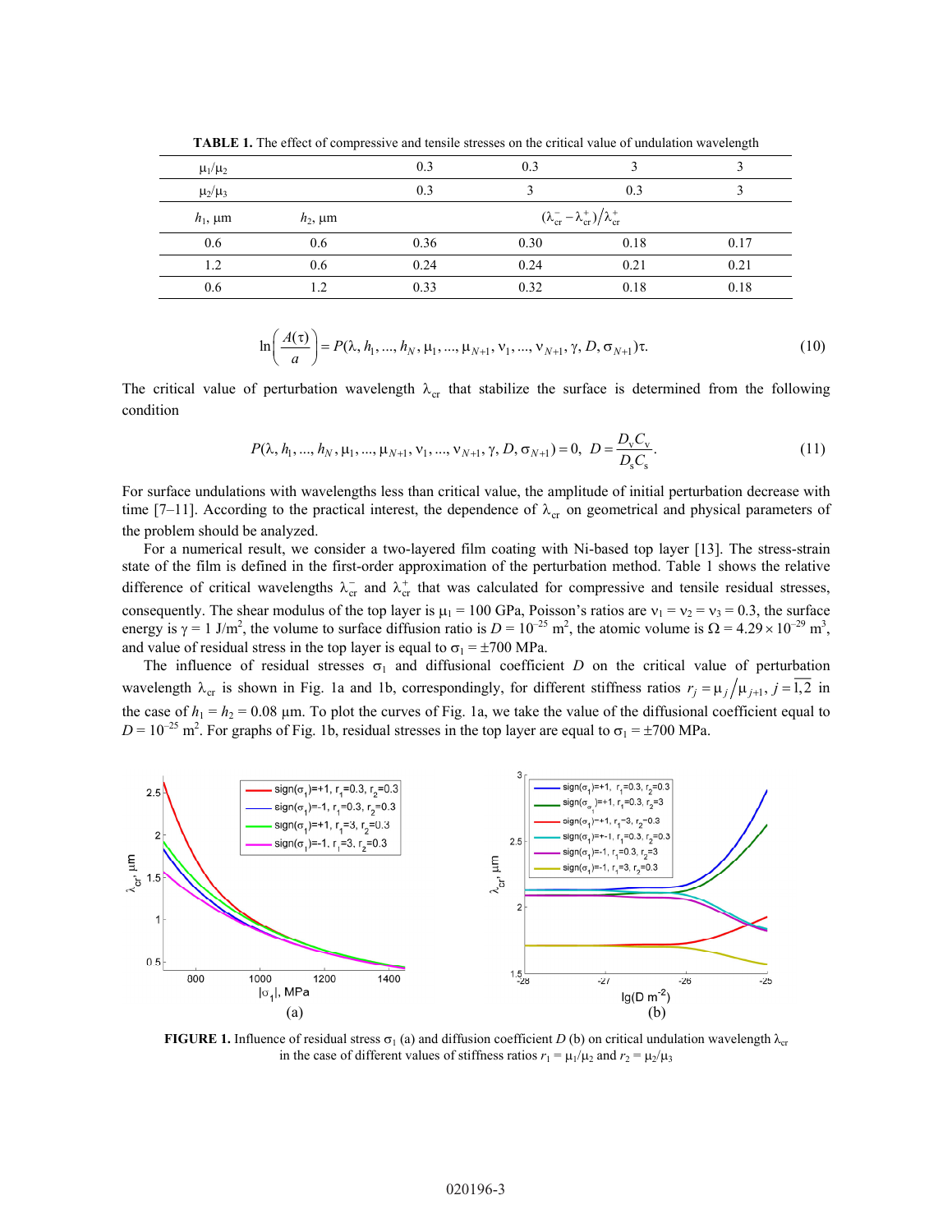**TABLE 1.** The effect of compressive and tensile stresses on the critical value of undulation wavelength

| $\mu_1/\mu_2$ | | 0.3 | 0.3 | 3 | 3 |
|---|---|---|---|---|---|
| $\mu_2/\mu_3$ | | 0.3 | 3 | 0.3 | 3 |
| $h_1$, μm | $h_2$, μm | $(\lambda_{cr}^{-} - \lambda_{cr}^{+})/\lambda_{cr}^{+}$ | | | |
| 0.6 | 0.6 | 0.36 | 0.30 | 0.18 | 0.17 |
| 1.2 | 0.6 | 0.24 | 0.24 | 0.21 | 0.21 |
| 0.6 | 1.2 | 0.33 | 0.32 | 0.18 | 0.18 |

$$\ln\left(\frac{A(\tau)}{a}\right) = P(\lambda, h_1, ..., h_N, \mu_1, ..., \mu_{N+1}, \nu_1, ..., \nu_{N+1}, \gamma, D, \sigma_{N+1})\tau. \tag{10}$$

The critical value of perturbation wavelength $\lambda_{cr}$ that stabilize the surface is determined from the following condition

$$P(\lambda, h_1, ..., h_N, \mu_1, ..., \mu_{N+1}, \nu_1, ..., \nu_{N+1}, \gamma, D, \sigma_{N+1}) = 0, \quad D = \frac{D_v C_v}{D_s C_s}. \tag{11}$$

For surface undulations with wavelengths less than critical value, the amplitude of initial perturbation decrease with time [7–11]. According to the practical interest, the dependence of $\lambda_{cr}$ on geometrical and physical parameters of the problem should be analyzed.

For a numerical result, we consider a two-layered film coating with Ni-based top layer [13]. The stress-strain state of the film is defined in the first-order approximation of the perturbation method. Table 1 shows the relative difference of critical wavelengths $\lambda_{cr}^{-}$ and $\lambda_{cr}^{+}$ that was calculated for compressive and tensile residual stresses, consequently. The shear modulus of the top layer is $\mu_1 = 100$ GPa, Poisson's ratios are $\nu_1 = \nu_2 = \nu_3 = 0.3$, the surface energy is $\gamma = 1$ J/m$^2$, the volume to surface diffusion ratio is $D = 10^{-25}$ m$^2$, the atomic volume is $\Omega = 4.29 \times 10^{-29}$ m$^3$, and value of residual stress in the top layer is equal to $\sigma_1 = \pm 700$ MPa.

The influence of residual stresses $\sigma_1$ and diffusional coefficient $D$ on the critical value of perturbation wavelength $\lambda_{cr}$ is shown in Fig. 1a and 1b, correspondingly, for different stiffness ratios $r_j = \mu_j / \mu_{j+1}, j = \overline{1,2}$ in the case of $h_1 = h_2 = 0.08$ μm. To plot the curves of Fig. 1a, we take the value of the diffusional coefficient equal to $D = 10^{-25}$ m$^2$. For graphs of Fig. 1b, residual stresses in the top layer are equal to $\sigma_1 = \pm 700$ MPa.

**FIGURE 1.** Influence of residual stress $\sigma_1$ (a) and diffusion coefficient $D$ (b) on critical undulation wavelength $\lambda_{cr}$ in the case of different values of stiffness ratios $r_1 = \mu_1/\mu_2$ and $r_2 = \mu_2/\mu_3$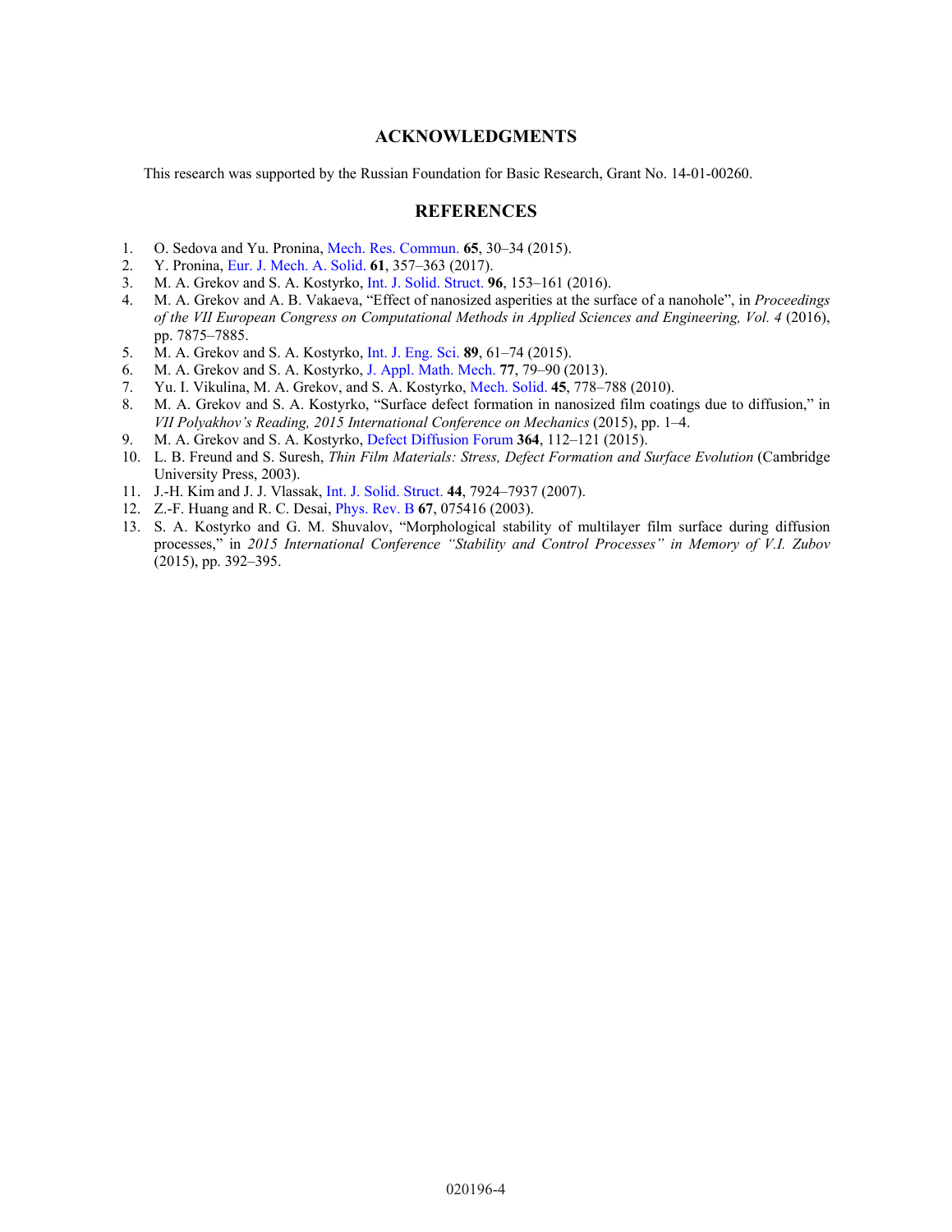## ACKNOWLEDGMENTS

This research was supported by the Russian Foundation for Basic Research, Grant No. 14-01-00260.

## REFERENCES

1. O. Sedova and Yu. Pronina, Mech. Res. Commun. **65**, 30–34 (2015).
2. Y. Pronina, Eur. J. Mech. A. Solid. **61**, 357–363 (2017).
3. M. A. Grekov and S. A. Kostyrko, Int. J. Solid. Struct. **96**, 153–161 (2016).
4. M. A. Grekov and A. B. Vakaeva, "Effect of nanosized asperities at the surface of a nanohole", in *Proceedings of the VII European Congress on Computational Methods in Applied Sciences and Engineering, Vol. 4* (2016), pp. 7875–7885.
5. M. A. Grekov and S. A. Kostyrko, Int. J. Eng. Sci. **89**, 61–74 (2015).
6. M. A. Grekov and S. A. Kostyrko, J. Appl. Math. Mech. **77**, 79–90 (2013).
7. Yu. I. Vikulina, M. A. Grekov, and S. A. Kostyrko, Mech. Solid. **45**, 778–788 (2010).
8. M. A. Grekov and S. A. Kostyrko, "Surface defect formation in nanosized film coatings due to diffusion," in *VII Polyakhov's Reading, 2015 International Conference on Mechanics* (2015), pp. 1–4.
9. M. A. Grekov and S. A. Kostyrko, Defect Diffusion Forum **364**, 112–121 (2015).
10. L. B. Freund and S. Suresh, *Thin Film Materials: Stress, Defect Formation and Surface Evolution* (Cambridge University Press, 2003).
11. J.-H. Kim and J. J. Vlassak, Int. J. Solid. Struct. **44**, 7924–7937 (2007).
12. Z.-F. Huang and R. C. Desai, Phys. Rev. B **67**, 075416 (2003).
13. S. A. Kostyrko and G. M. Shuvalov, "Morphological stability of multilayer film surface during diffusion processes," in *2015 International Conference "Stability and Control Processes" in Memory of V.I. Zubov* (2015), pp. 392–395.